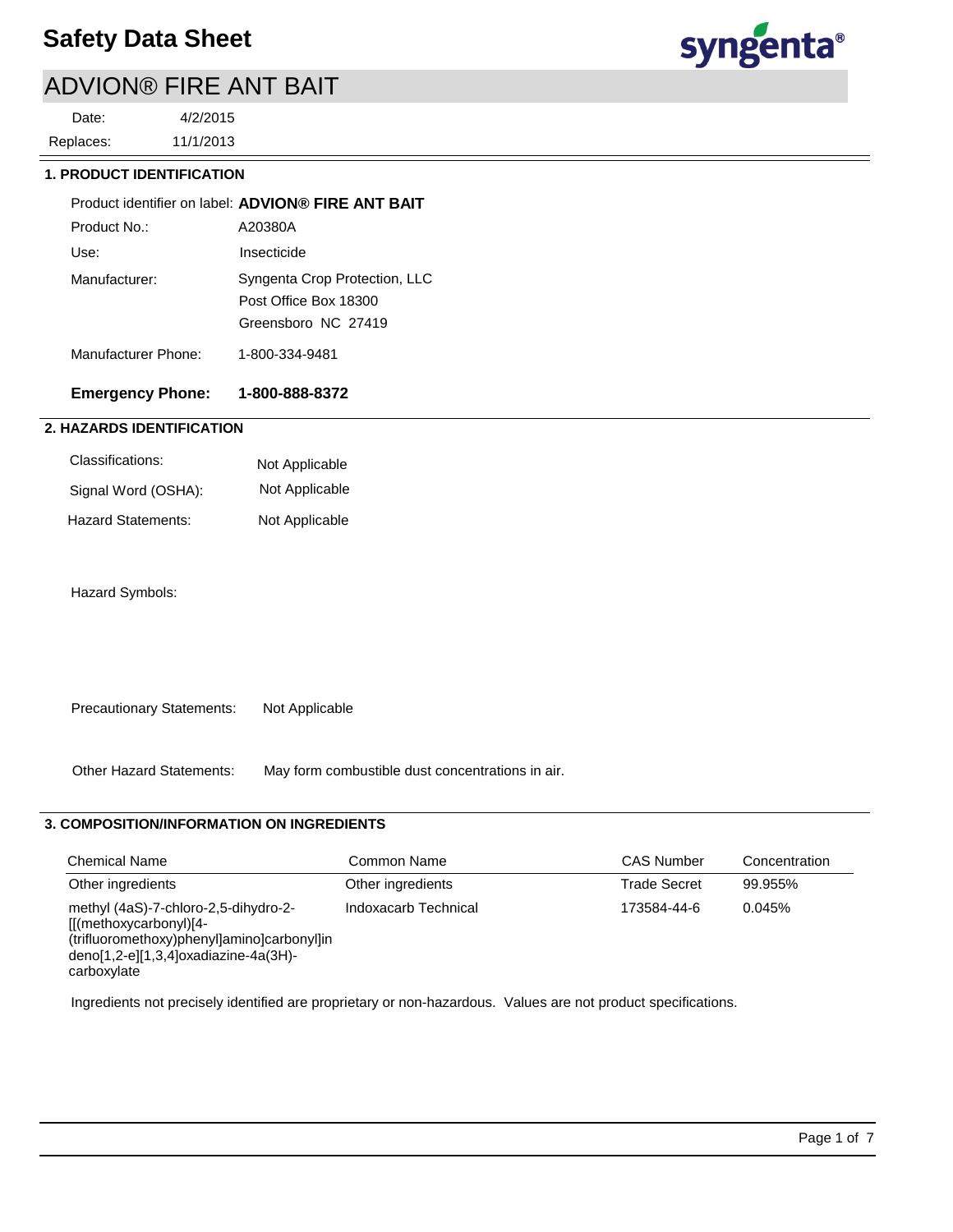# Safety Data Sheet

## ADVION® FIRE ANT BAIT

Date: 4/2/2015

Replaces: 11/1/2013

### 1. PRODUCT IDENTIFICATION

Product identifier on label: **ADVION® FIRE ANT BAIT**

Product No.: A20380A

Use: Insecticide

Manufacturer: Syngenta Crop Protection, LLC
Post Office Box 18300
Greensboro NC 27419

Manufacturer Phone: 1-800-334-9481

**Emergency Phone: 1-800-888-8372**

### 2. HAZARDS IDENTIFICATION

Classifications: Not Applicable

Signal Word (OSHA): Not Applicable

Hazard Statements: Not Applicable

Hazard Symbols:

Precautionary Statements: Not Applicable

Other Hazard Statements: May form combustible dust concentrations in air.

### 3. COMPOSITION/INFORMATION ON INGREDIENTS

| Chemical Name | Common Name | CAS Number | Concentration |
|---|---|---|---|
| Other ingredients | Other ingredients | Trade Secret | 99.955% |
| methyl (4aS)-7-chloro-2,5-dihydro-2-[[(methoxycarbonyl)[4-(trifluoromethoxy)phenyl]amino]carbonyl]indeno[1,2-e][1,3,4]oxadiazine-4a(3H)-carboxylate | Indoxacarb Technical | 173584-44-6 | 0.045% |

Ingredients not precisely identified are proprietary or non-hazardous. Values are not product specifications.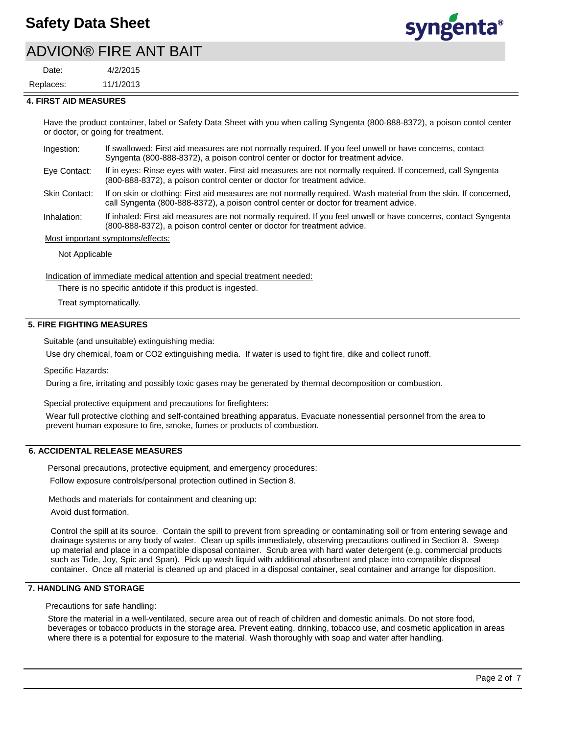## 4. FIRST AID MEASURES

Have the product container, label or Safety Data Sheet with you when calling Syngenta (800-888-8372), a poison contol center or doctor, or going for treatment.

| | |
|---|---|
| Ingestion: | If swallowed: First aid measures are not normally required. If you feel unwell or have concerns, contact Syngenta (800-888-8372), a poison control center or doctor for treatment advice. |
| Eye Contact: | If in eyes: Rinse eyes with water. First aid measures are not normally required. If concerned, call Syngenta (800-888-8372), a poison control center or doctor for treatment advice. |
| Skin Contact: | If on skin or clothing: First aid measures are not normally required. Wash material from the skin. If concerned, call Syngenta (800-888-8372), a poison control center or doctor for treament advice. |
| Inhalation: | If inhaled: First aid measures are not normally required. If you feel unwell or have concerns, contact Syngenta (800-888-8372), a poison control center or doctor for treatment advice. |

Most important symptoms/effects:

Not Applicable

Indication of immediate medical attention and special treatment needed:

There is no specific antidote if this product is ingested.

Treat symptomatically.

## 5. FIRE FIGHTING MEASURES

Suitable (and unsuitable) extinguishing media:

Use dry chemical, foam or CO2 extinguishing media. If water is used to fight fire, dike and collect runoff.

Specific Hazards:

During a fire, irritating and possibly toxic gases may be generated by thermal decomposition or combustion.

Special protective equipment and precautions for firefighters:

Wear full protective clothing and self-contained breathing apparatus. Evacuate nonessential personnel from the area to prevent human exposure to fire, smoke, fumes or products of combustion.

## 6. ACCIDENTAL RELEASE MEASURES

Personal precautions, protective equipment, and emergency procedures:

Follow exposure controls/personal protection outlined in Section 8.

Methods and materials for containment and cleaning up:

Avoid dust formation.

Control the spill at its source. Contain the spill to prevent from spreading or contaminating soil or from entering sewage and drainage systems or any body of water. Clean up spills immediately, observing precautions outlined in Section 8. Sweep up material and place in a compatible disposal container. Scrub area with hard water detergent (e.g. commercial products such as Tide, Joy, Spic and Span). Pick up wash liquid with additional absorbent and place into compatible disposal container. Once all material is cleaned up and placed in a disposal container, seal container and arrange for disposition.

## 7. HANDLING AND STORAGE

Precautions for safe handling:

Store the material in a well-ventilated, secure area out of reach of children and domestic animals. Do not store food, beverages or tobacco products in the storage area. Prevent eating, drinking, tobacco use, and cosmetic application in areas where there is a potential for exposure to the material. Wash thoroughly with soap and water after handling.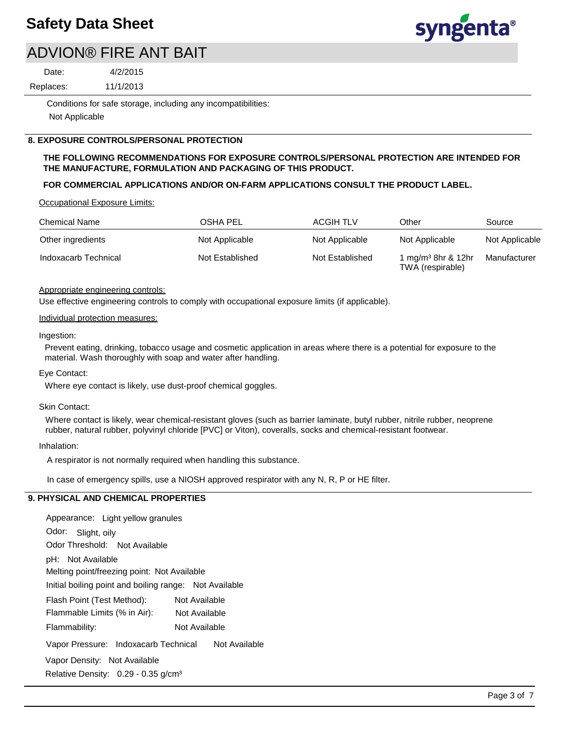Conditions for safe storage, including any incompatibilities:

Not Applicable

## 8. EXPOSURE CONTROLS/PERSONAL PROTECTION

**THE FOLLOWING RECOMMENDATIONS FOR EXPOSURE CONTROLS/PERSONAL PROTECTION ARE INTENDED FOR THE MANUFACTURE, FORMULATION AND PACKAGING OF THIS PRODUCT.**

**FOR COMMERCIAL APPLICATIONS AND/OR ON-FARM APPLICATIONS CONSULT THE PRODUCT LABEL.**

Occupational Exposure Limits:

| Chemical Name | OSHA PEL | ACGIH TLV | Other | Source |
|---|---|---|---|---|
| Other ingredients | Not Applicable | Not Applicable | Not Applicable | Not Applicable |
| Indoxacarb Technical | Not Established | Not Established | 1 mg/m³ 8hr & 12hr TWA (respirable) | Manufacturer |

Appropriate engineering controls:

Use effective engineering controls to comply with occupational exposure limits (if applicable).

Individual protection measures:

Ingestion:

Prevent eating, drinking, tobacco usage and cosmetic application in areas where there is a potential for exposure to the material. Wash thoroughly with soap and water after handling.

Eye Contact:

Where eye contact is likely, use dust-proof chemical goggles.

Skin Contact:

Where contact is likely, wear chemical-resistant gloves (such as barrier laminate, butyl rubber, nitrile rubber, neoprene rubber, natural rubber, polyvinyl chloride [PVC] or Viton), coveralls, socks and chemical-resistant footwear.

Inhalation:

A respirator is not normally required when handling this substance.

In case of emergency spills, use a NIOSH approved respirator with any N, R, P or HE filter.

## 9. PHYSICAL AND CHEMICAL PROPERTIES

Appearance: Light yellow granules

Odor: Slight, oily

Odor Threshold: Not Available

pH: Not Available

Melting point/freezing point: Not Available

Initial boiling point and boiling range: Not Available

Flash Point (Test Method): Not Available

Flammable Limits (% in Air): Not Available

Flammability: Not Available

Vapor Pressure: Indoxacarb Technical Not Available

Vapor Density: Not Available

Relative Density: 0.29 - 0.35 g/cm³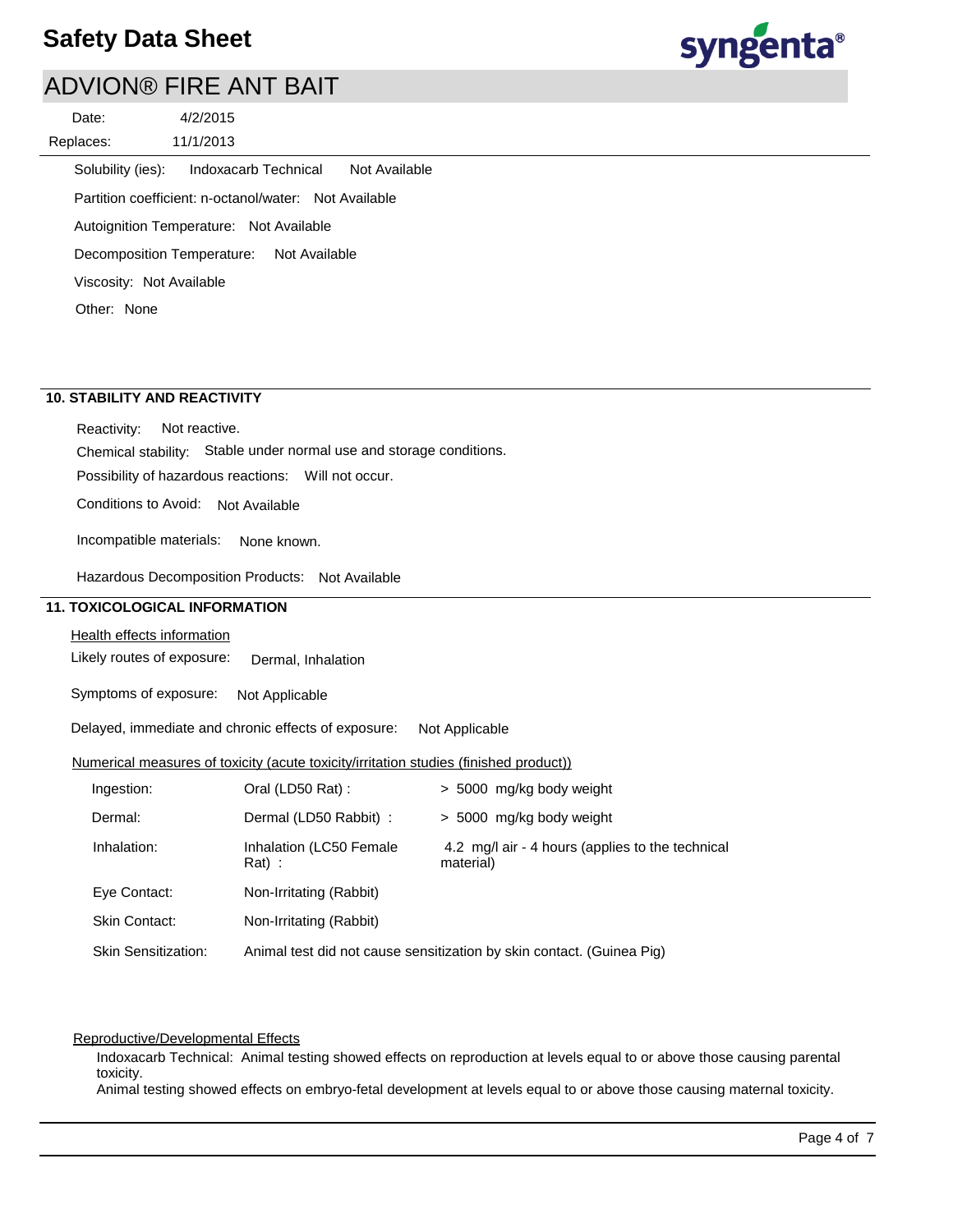Solubility (ies): Indoxacarb Technical Not Available

Partition coefficient: n-octanol/water: Not Available

Autoignition Temperature: Not Available

Decomposition Temperature: Not Available

Viscosity: Not Available

Other: None

## 10. STABILITY AND REACTIVITY

Reactivity: Not reactive.

Chemical stability: Stable under normal use and storage conditions.

Possibility of hazardous reactions: Will not occur.

Conditions to Avoid: Not Available

Incompatible materials: None known.

Hazardous Decomposition Products: Not Available

## 11. TOXICOLOGICAL INFORMATION

Health effects information

Likely routes of exposure: Dermal, Inhalation

Symptoms of exposure: Not Applicable

Delayed, immediate and chronic effects of exposure: Not Applicable

Numerical measures of toxicity (acute toxicity/irritation studies (finished product))

| | | |
|---|---|---|
| Ingestion: | Oral (LD50 Rat) : | > 5000 mg/kg body weight |
| Dermal: | Dermal (LD50 Rabbit) : | > 5000 mg/kg body weight |
| Inhalation: | Inhalation (LC50 Female Rat) : | 4.2 mg/l air - 4 hours (applies to the technical material) |
| Eye Contact: | Non-Irritating (Rabbit) | |
| Skin Contact: | Non-Irritating (Rabbit) | |
| Skin Sensitization: | Animal test did not cause sensitization by skin contact. (Guinea Pig) | |

Reproductive/Developmental Effects

Indoxacarb Technical: Animal testing showed effects on reproduction at levels equal to or above those causing parental toxicity.
Animal testing showed effects on embryo-fetal development at levels equal to or above those causing maternal toxicity.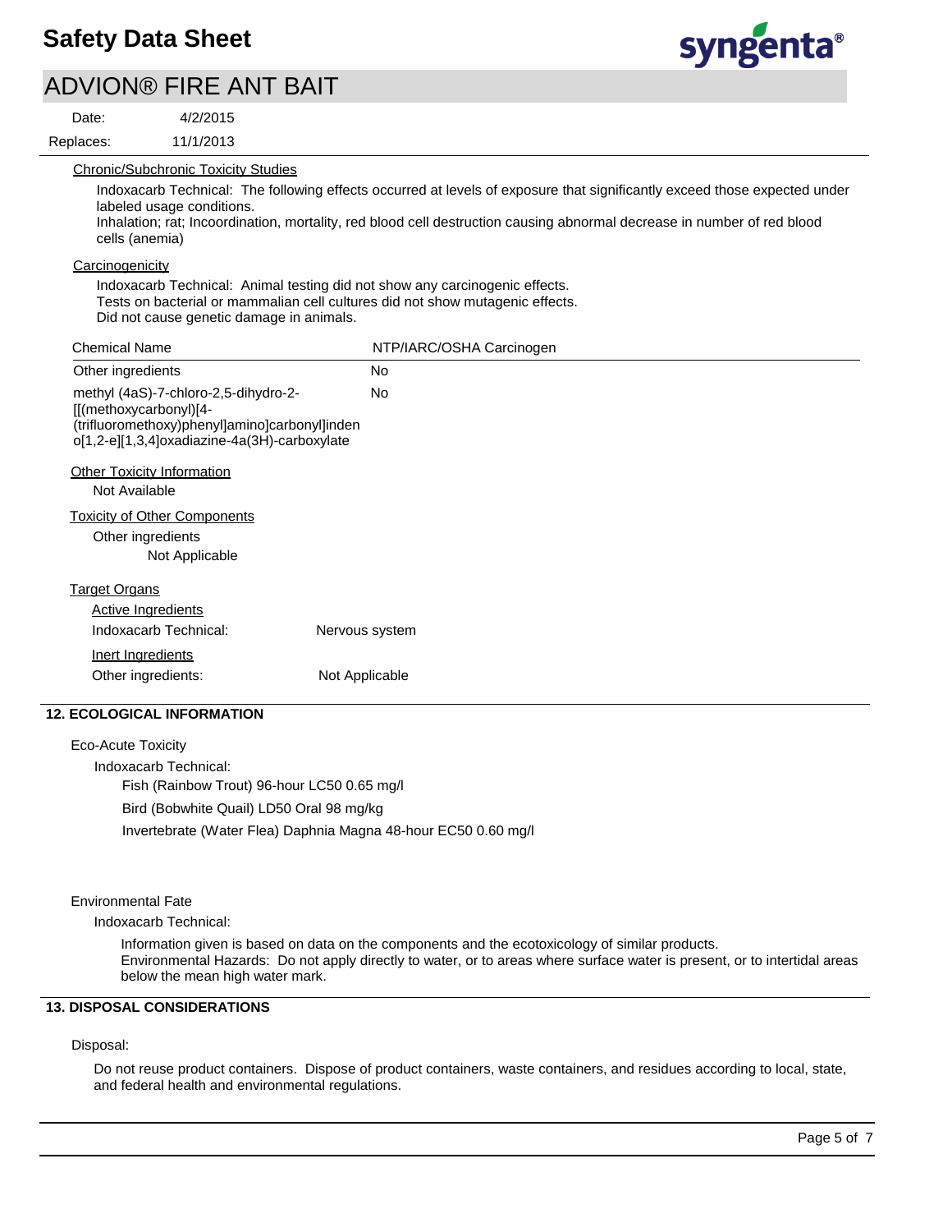#### Chronic/Subchronic Toxicity Studies

Indoxacarb Technical: The following effects occurred at levels of exposure that significantly exceed those expected under labeled usage conditions.
Inhalation; rat; Incoordination, mortality, red blood cell destruction causing abnormal decrease in number of red blood cells (anemia)

#### Carcinogenicity

Indoxacarb Technical: Animal testing did not show any carcinogenic effects.
Tests on bacterial or mammalian cell cultures did not show mutagenic effects.
Did not cause genetic damage in animals.

| Chemical Name | NTP/IARC/OSHA Carcinogen |
| --- | --- |
| Other ingredients | No |
| methyl (4aS)-7-chloro-2,5-dihydro-2-[[(methoxycarbonyl)[4-(trifluoromethoxy)phenyl]amino]carbonyl]indeno[1,2-e][1,3,4]oxadiazine-4a(3H)-carboxylate | No |

#### Other Toxicity Information

Not Available

#### Toxicity of Other Components

Other ingredients
Not Applicable

#### Target Organs

Active Ingredients

Indoxacarb Technical: Nervous system

Inert Ingredients

Other ingredients: Not Applicable

## 12. ECOLOGICAL INFORMATION

Eco-Acute Toxicity

Indoxacarb Technical:

Fish (Rainbow Trout) 96-hour LC50 0.65 mg/l

Bird (Bobwhite Quail) LD50 Oral 98 mg/kg

Invertebrate (Water Flea) Daphnia Magna 48-hour EC50 0.60 mg/l

Environmental Fate

Indoxacarb Technical:

Information given is based on data on the components and the ecotoxicology of similar products.
Environmental Hazards: Do not apply directly to water, or to areas where surface water is present, or to intertidal areas below the mean high water mark.

## 13. DISPOSAL CONSIDERATIONS

Disposal:

Do not reuse product containers. Dispose of product containers, waste containers, and residues according to local, state, and federal health and environmental regulations.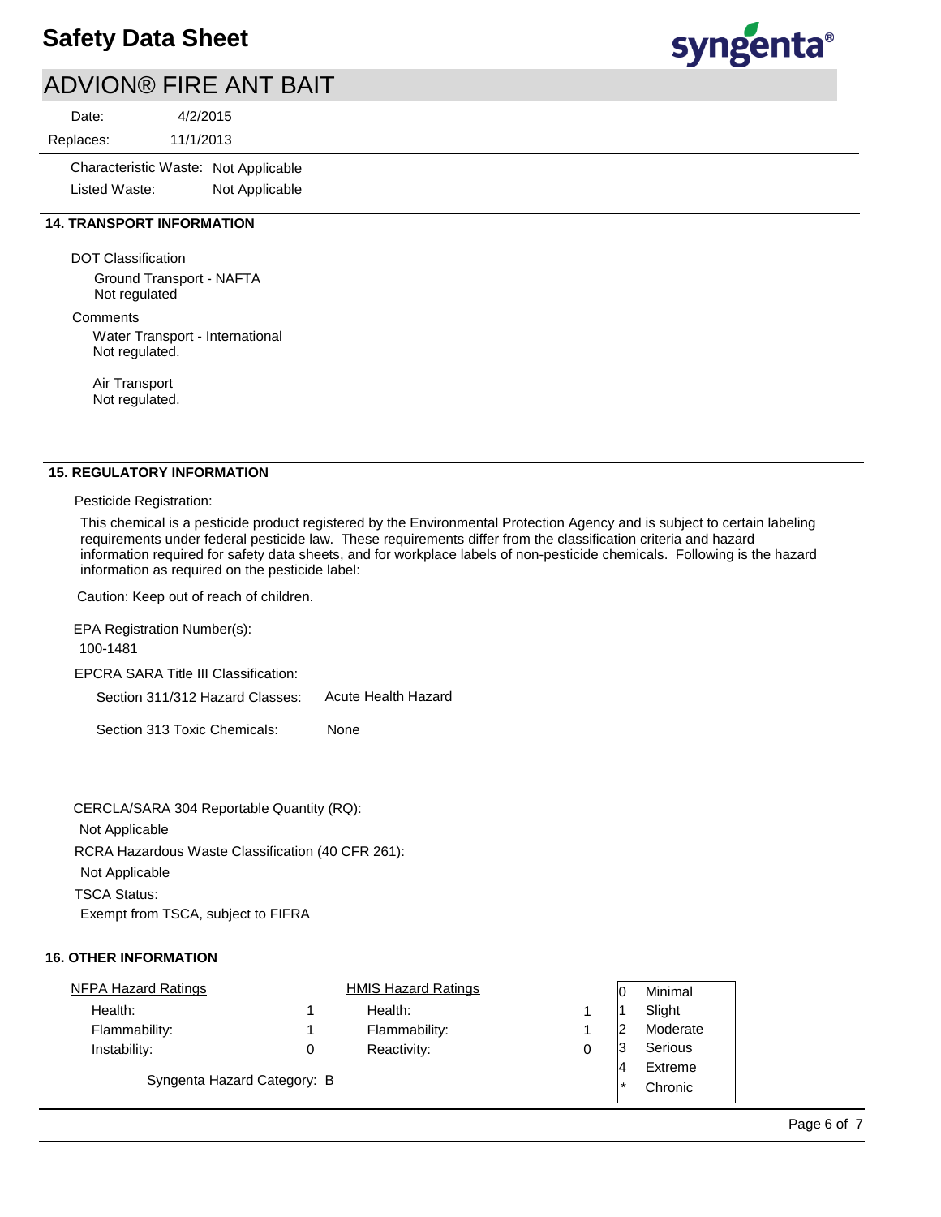Characteristic Waste: Not Applicable

Listed Waste: Not Applicable

## 14. TRANSPORT INFORMATION

DOT Classification

Ground Transport - NAFTA
Not regulated

Comments

Water Transport - International
Not regulated.

Air Transport
Not regulated.

## 15. REGULATORY INFORMATION

Pesticide Registration:

This chemical is a pesticide product registered by the Environmental Protection Agency and is subject to certain labeling requirements under federal pesticide law. These requirements differ from the classification criteria and hazard information required for safety data sheets, and for workplace labels of non-pesticide chemicals. Following is the hazard information as required on the pesticide label:

Caution: Keep out of reach of children.

EPA Registration Number(s):

100-1481

EPCRA SARA Title III Classification:

Section 311/312 Hazard Classes: Acute Health Hazard

Section 313 Toxic Chemicals: None

CERCLA/SARA 304 Reportable Quantity (RQ):

Not Applicable

RCRA Hazardous Waste Classification (40 CFR 261):

Not Applicable

TSCA Status:

Exempt from TSCA, subject to FIFRA

## 16. OTHER INFORMATION

| NFPA Hazard Ratings | | HMIS Hazard Ratings | |
|---|---|---|---|
| Health: | 1 | Health: | 1 |
| Flammability: | 1 | Flammability: | 1 |
| Instability: | 0 | Reactivity: | 0 |

| | |
|---|---|
| 0 | Minimal |
| 1 | Slight |
| 2 | Moderate |
| 3 | Serious |
| 4 | Extreme |
| * | Chronic |

Syngenta Hazard Category: B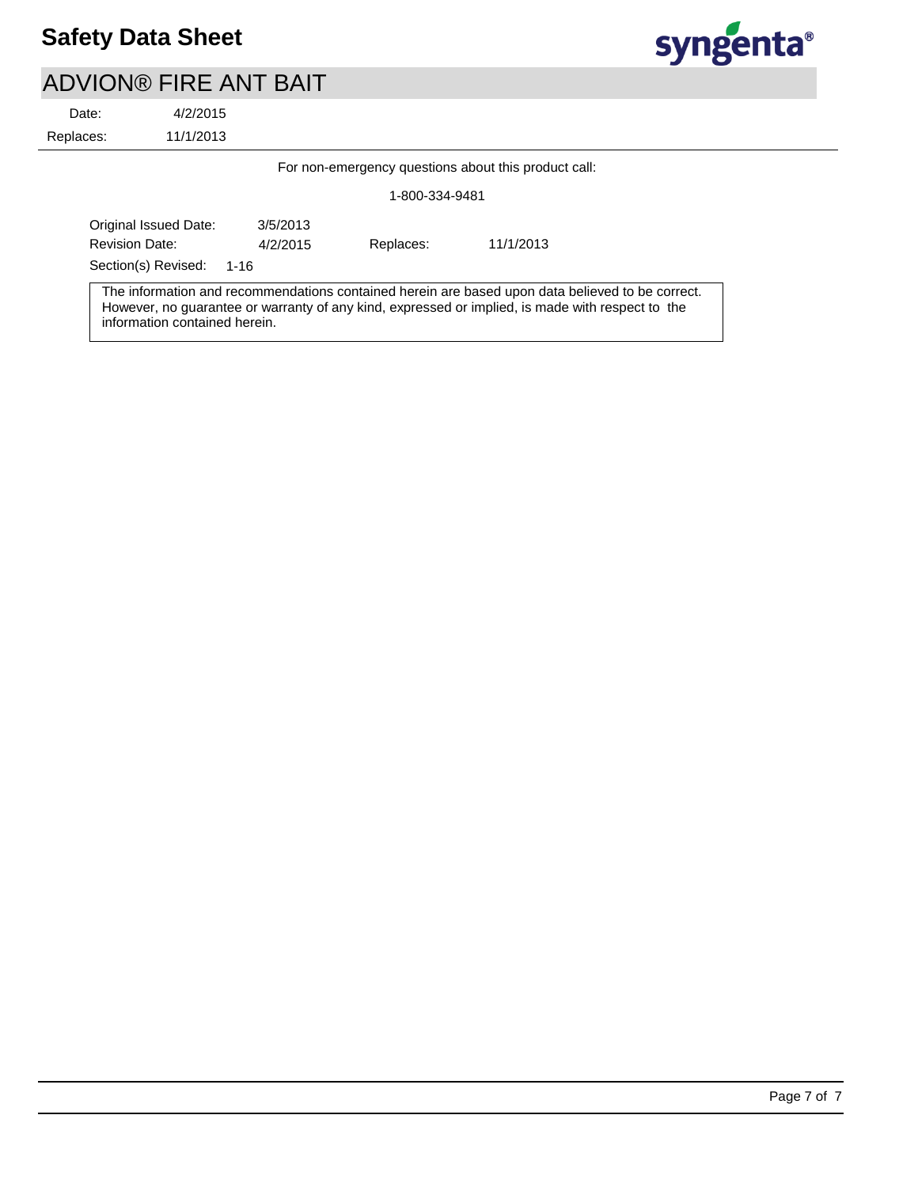For non-emergency questions about this product call:

1-800-334-9481

| | | | |
|---|---|---|---|
| Original Issued Date: | 3/5/2013 | | |
| Revision Date: | 4/2/2015 | Replaces: | 11/1/2013 |
| Section(s) Revised: | 1-16 | | |

The information and recommendations contained herein are based upon data believed to be correct. However, no guarantee or warranty of any kind, expressed or implied, is made with respect to the information contained herein.